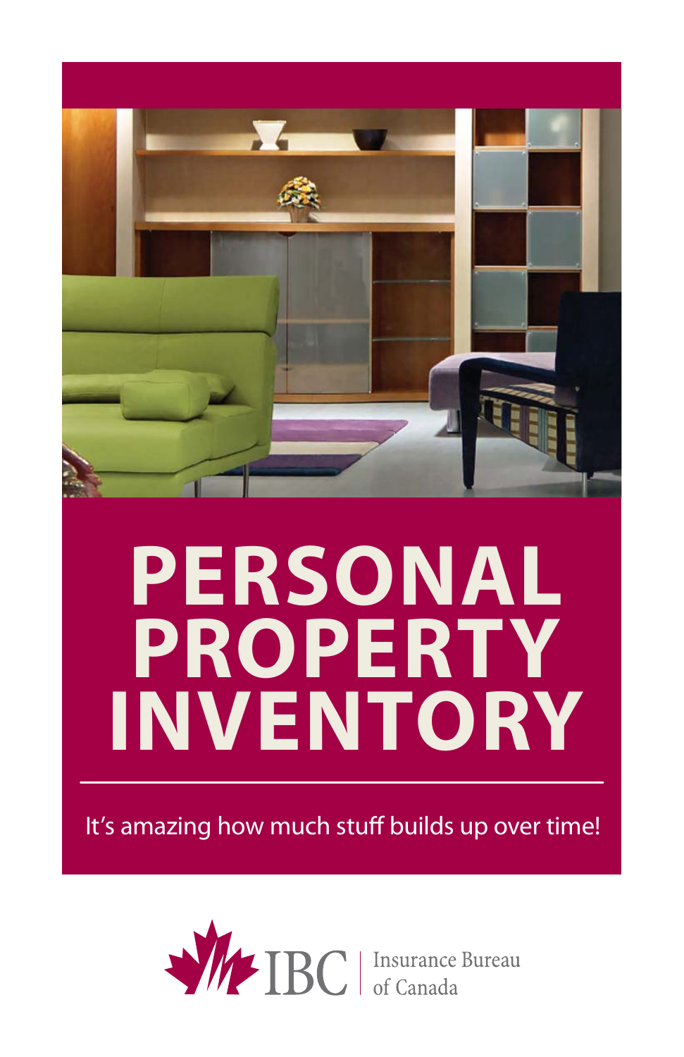# PERSONAL PROPERTY INVENTORY

It's amazing how much stuff builds up over time!

IBC | Insurance Bureau of Canada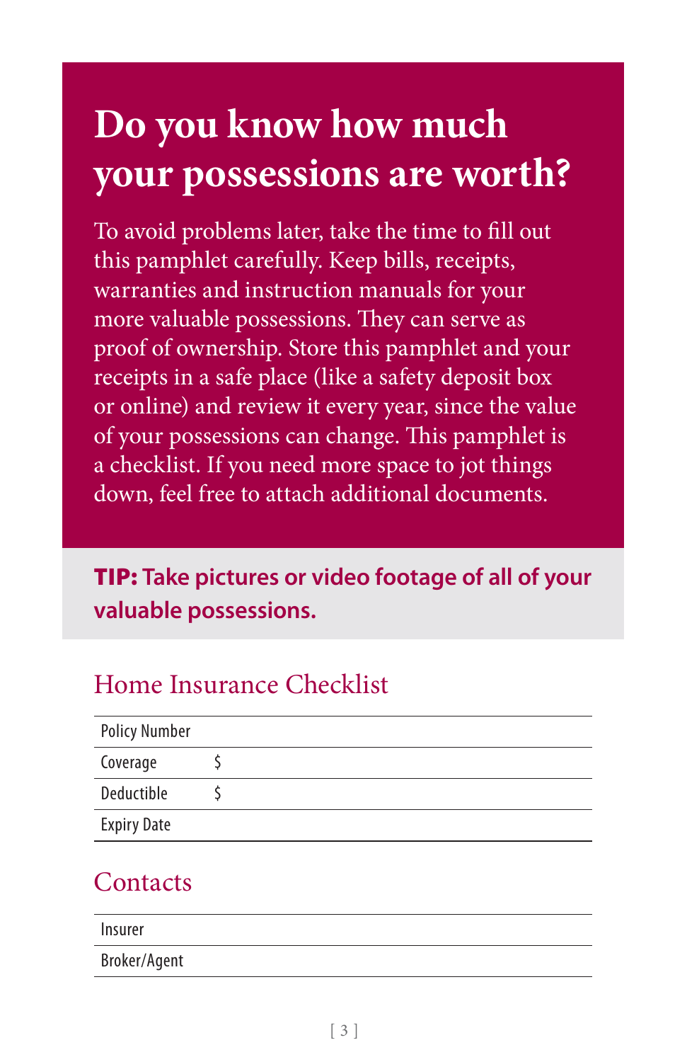# Do you know how much your possessions are worth?

To avoid problems later, take the time to fill out this pamphlet carefully. Keep bills, receipts, warranties and instruction manuals for your more valuable possessions. They can serve as proof of ownership. Store this pamphlet and your receipts in a safe place (like a safety deposit box or online) and review it every year, since the value of your possessions can change. This pamphlet is a checklist. If you need more space to jot things down, feel free to attach additional documents.

**TIP: Take pictures or video footage of all of your valuable possessions.**

## Home Insurance Checklist

| | |
|---|---|
| Policy Number | |
| Coverage | $ |
| Deductible | $ |
| Expiry Date | |

## Contacts

| | |
|---|---|
| Insurer | |
| Broker/Agent | |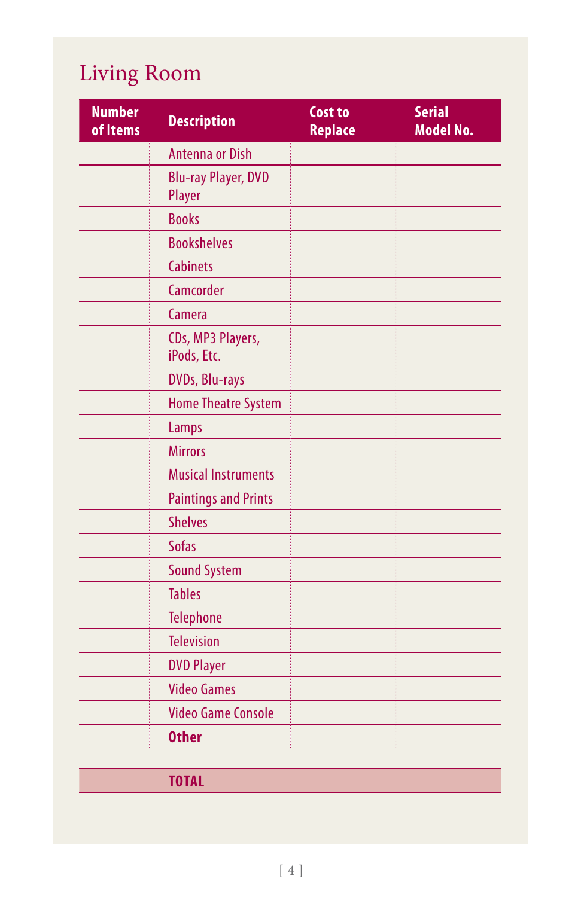## Living Room

| Number of Items | Description | Cost to Replace | Serial Model No. |
|---|---|---|---|
| | Antenna or Dish | | |
| | Blu-ray Player, DVD Player | | |
| | Books | | |
| | Bookshelves | | |
| | Cabinets | | |
| | Camcorder | | |
| | Camera | | |
| | CDs, MP3 Players, iPods, Etc. | | |
| | DVDs, Blu-rays | | |
| | Home Theatre System | | |
| | Lamps | | |
| | Mirrors | | |
| | Musical Instruments | | |
| | Paintings and Prints | | |
| | Shelves | | |
| | Sofas | | |
| | Sound System | | |
| | Tables | | |
| | Telephone | | |
| | Television | | |
| | DVD Player | | |
| | Video Games | | |
| | Video Game Console | | |
| | **Other** | | |
| | **TOTAL** | | |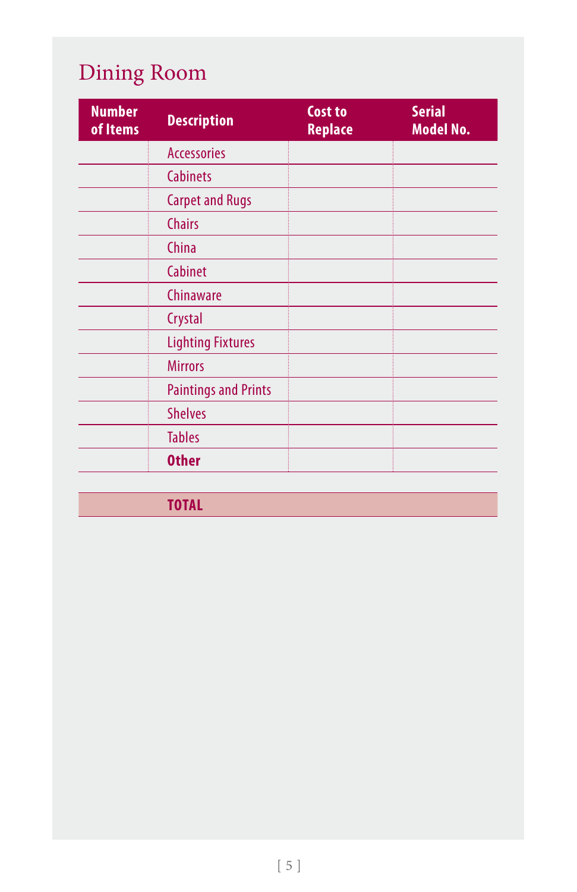# Dining Room

| Number of Items | Description | Cost to Replace | Serial Model No. |
|---|---|---|---|
| | Accessories | | |
| | Cabinets | | |
| | Carpet and Rugs | | |
| | Chairs | | |
| | China | | |
| | Cabinet | | |
| | Chinaware | | |
| | Crystal | | |
| | Lighting Fixtures | | |
| | Mirrors | | |
| | Paintings and Prints | | |
| | Shelves | | |
| | Tables | | |
| | **Other** | | |
| | **TOTAL** | | |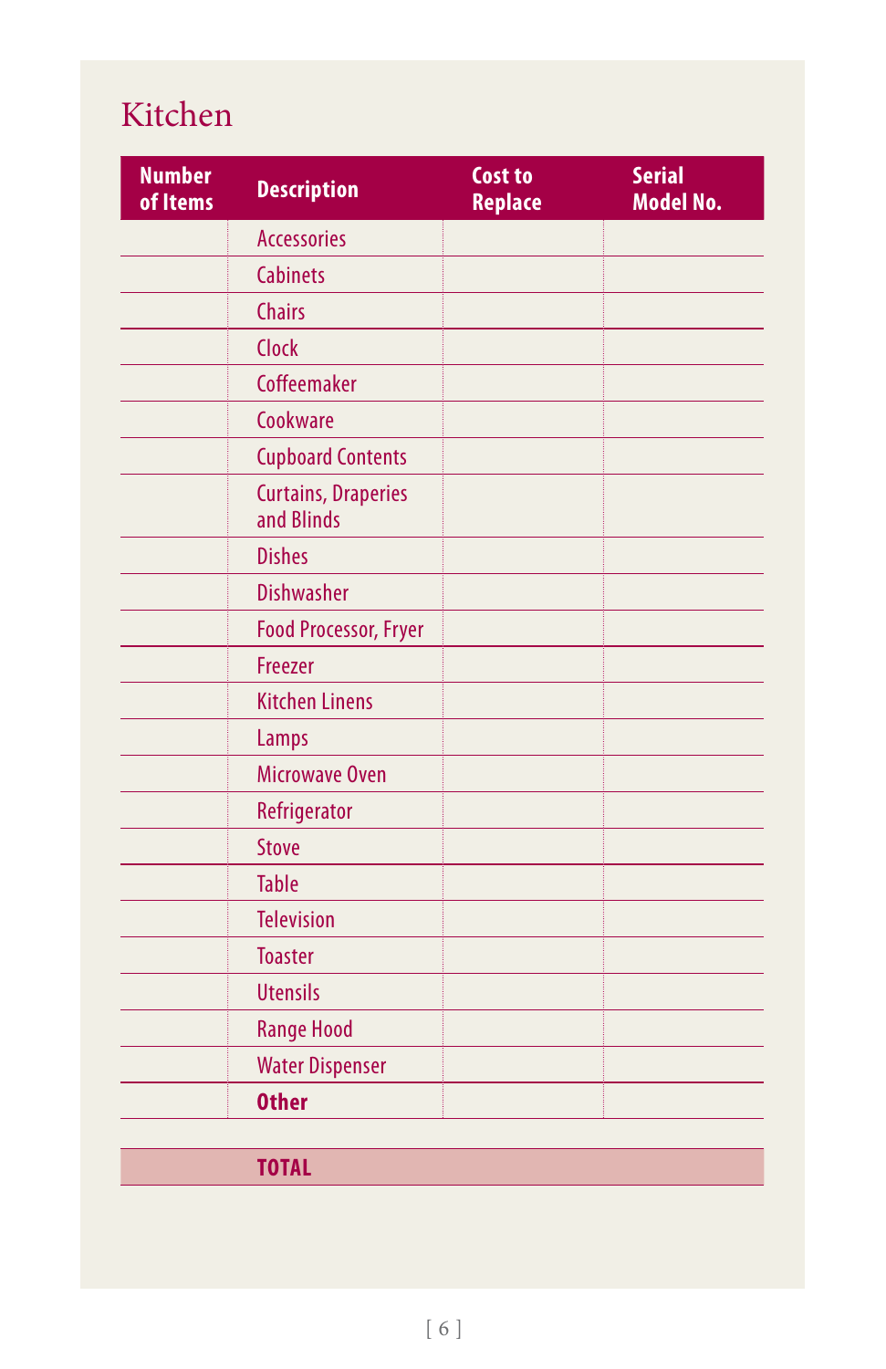# Kitchen

| Number of Items | Description | Cost to Replace | Serial Model No. |
|---|---|---|---|
| | Accessories | | |
| | Cabinets | | |
| | Chairs | | |
| | Clock | | |
| | Coffeemaker | | |
| | Cookware | | |
| | Cupboard Contents | | |
| | Curtains, Draperies and Blinds | | |
| | Dishes | | |
| | Dishwasher | | |
| | Food Processor, Fryer | | |
| | Freezer | | |
| | Kitchen Linens | | |
| | Lamps | | |
| | Microwave Oven | | |
| | Refrigerator | | |
| | Stove | | |
| | Table | | |
| | Television | | |
| | Toaster | | |
| | Utensils | | |
| | Range Hood | | |
| | Water Dispenser | | |
| | **Other** | | |
| | **TOTAL** | | |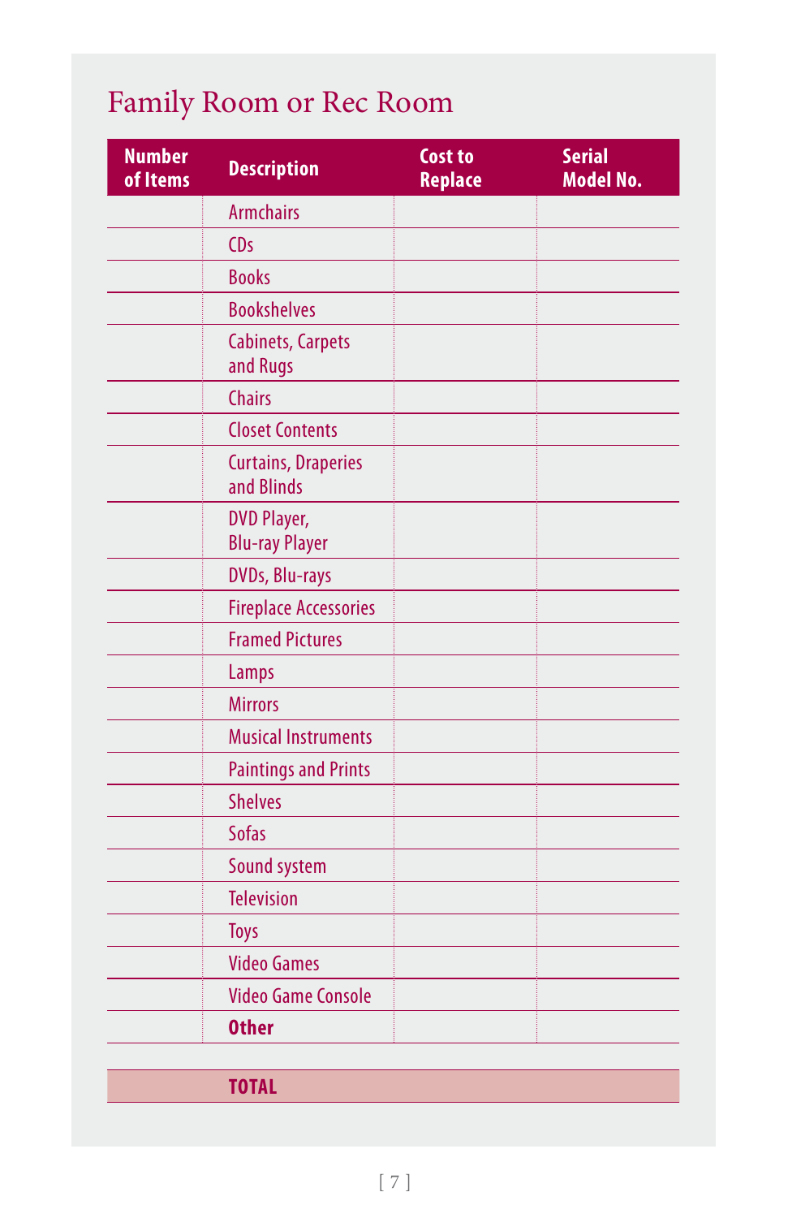# Family Room or Rec Room

| Number of Items | Description | Cost to Replace | Serial Model No. |
|---|---|---|---|
| | Armchairs | | |
| | CDs | | |
| | Books | | |
| | Bookshelves | | |
| | Cabinets, Carpets and Rugs | | |
| | Chairs | | |
| | Closet Contents | | |
| | Curtains, Draperies and Blinds | | |
| | DVD Player, Blu-ray Player | | |
| | DVDs, Blu-rays | | |
| | Fireplace Accessories | | |
| | Framed Pictures | | |
| | Lamps | | |
| | Mirrors | | |
| | Musical Instruments | | |
| | Paintings and Prints | | |
| | Shelves | | |
| | Sofas | | |
| | Sound system | | |
| | Television | | |
| | Toys | | |
| | Video Games | | |
| | Video Game Console | | |
| | **Other** | | |
| | **TOTAL** | | |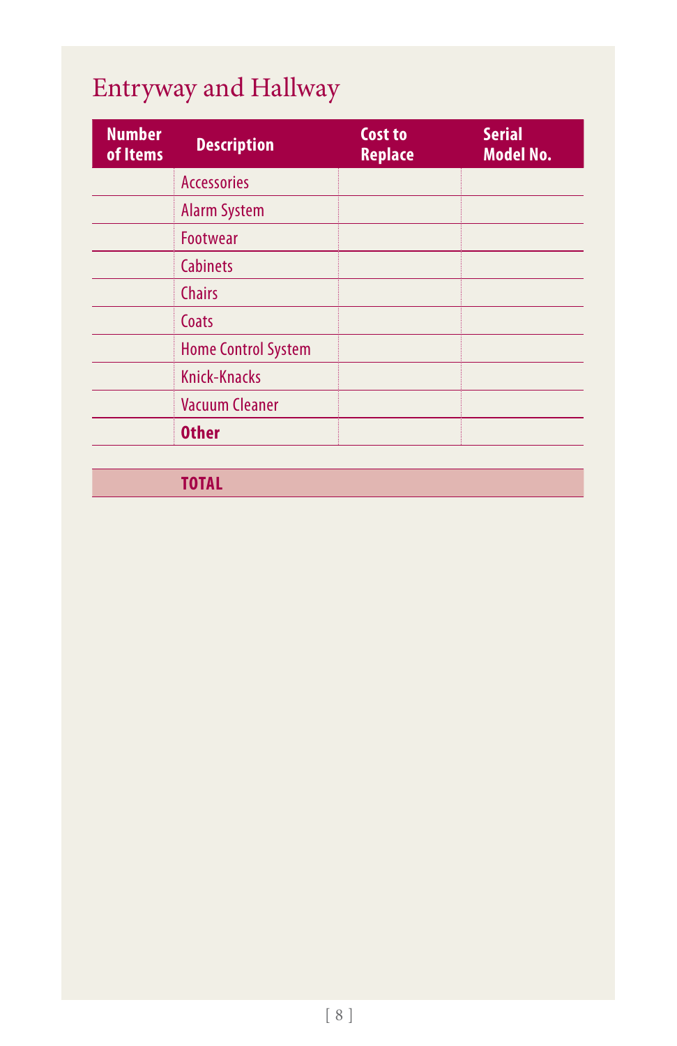# Entryway and Hallway

| Number of Items | Description | Cost to Replace | Serial Model No. |
|---|---|---|---|
| | Accessories | | |
| | Alarm System | | |
| | Footwear | | |
| | Cabinets | | |
| | Chairs | | |
| | Coats | | |
| | Home Control System | | |
| | Knick-Knacks | | |
| | Vacuum Cleaner | | |
| | **Other** | | |
| | **TOTAL** | | |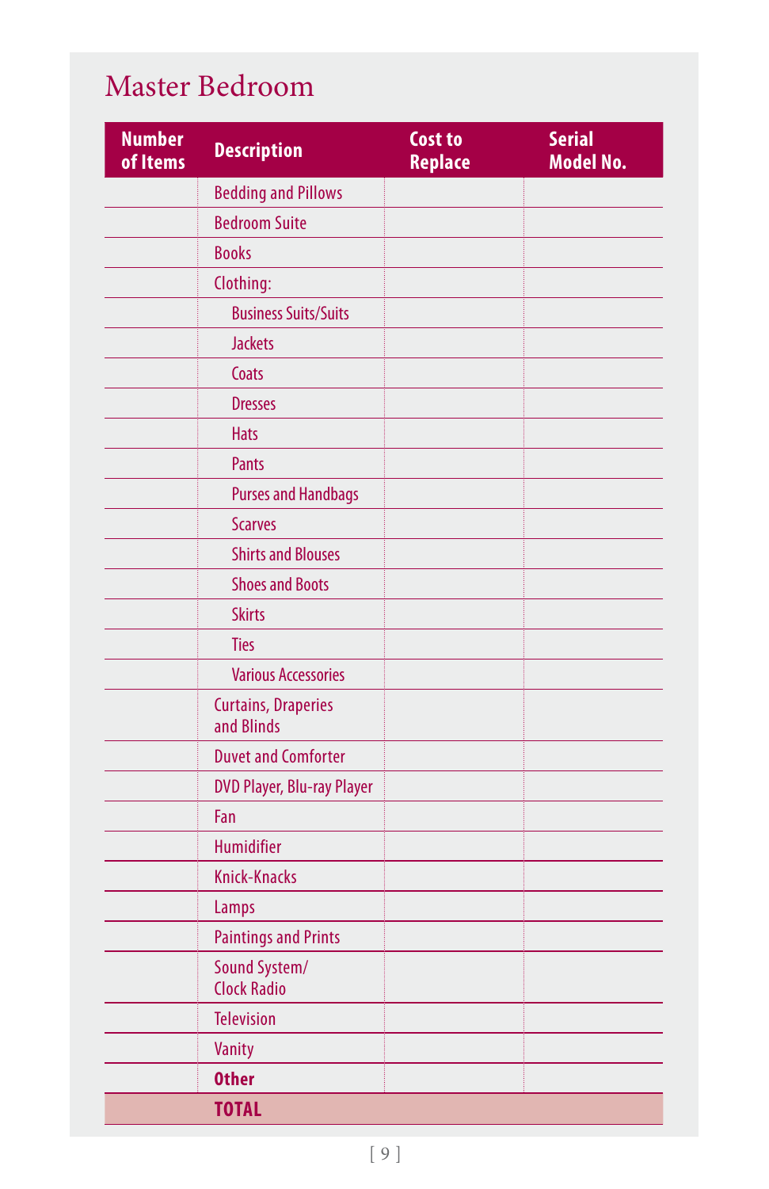# Master Bedroom

| Number of Items | Description | Cost to Replace | Serial Model No. |
|---|---|---|---|
| | Bedding and Pillows | | |
| | Bedroom Suite | | |
| | Books | | |
| | Clothing: | | |
| | Business Suits/Suits | | |
| | Jackets | | |
| | Coats | | |
| | Dresses | | |
| | Hats | | |
| | Pants | | |
| | Purses and Handbags | | |
| | Scarves | | |
| | Shirts and Blouses | | |
| | Shoes and Boots | | |
| | Skirts | | |
| | Ties | | |
| | Various Accessories | | |
| | Curtains, Draperies and Blinds | | |
| | Duvet and Comforter | | |
| | DVD Player, Blu-ray Player | | |
| | Fan | | |
| | Humidifier | | |
| | Knick-Knacks | | |
| | Lamps | | |
| | Paintings and Prints | | |
| | Sound System/ Clock Radio | | |
| | Television | | |
| | Vanity | | |
| | **Other** | | |
| | **TOTAL** | | |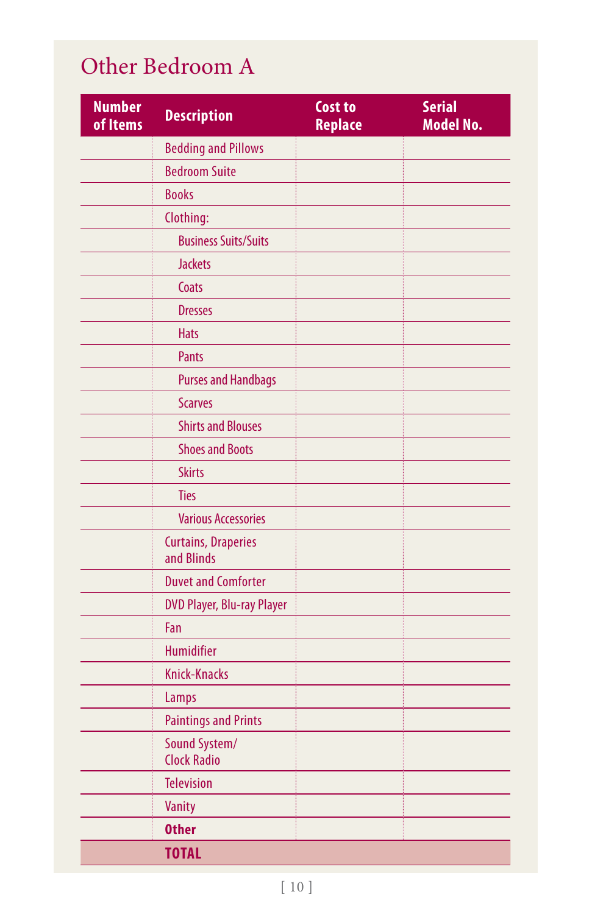# Other Bedroom A

| Number of Items | Description | Cost to Replace | Serial Model No. |
|---|---|---|---|
| | Bedding and Pillows | | |
| | Bedroom Suite | | |
| | Books | | |
| | Clothing: | | |
| | Business Suits/Suits | | |
| | Jackets | | |
| | Coats | | |
| | Dresses | | |
| | Hats | | |
| | Pants | | |
| | Purses and Handbags | | |
| | Scarves | | |
| | Shirts and Blouses | | |
| | Shoes and Boots | | |
| | Skirts | | |
| | Ties | | |
| | Various Accessories | | |
| | Curtains, Draperies and Blinds | | |
| | Duvet and Comforter | | |
| | DVD Player, Blu-ray Player | | |
| | Fan | | |
| | Humidifier | | |
| | Knick-Knacks | | |
| | Lamps | | |
| | Paintings and Prints | | |
| | Sound System/ Clock Radio | | |
| | Television | | |
| | Vanity | | |
| | **Other** | | |
| | **TOTAL** | | |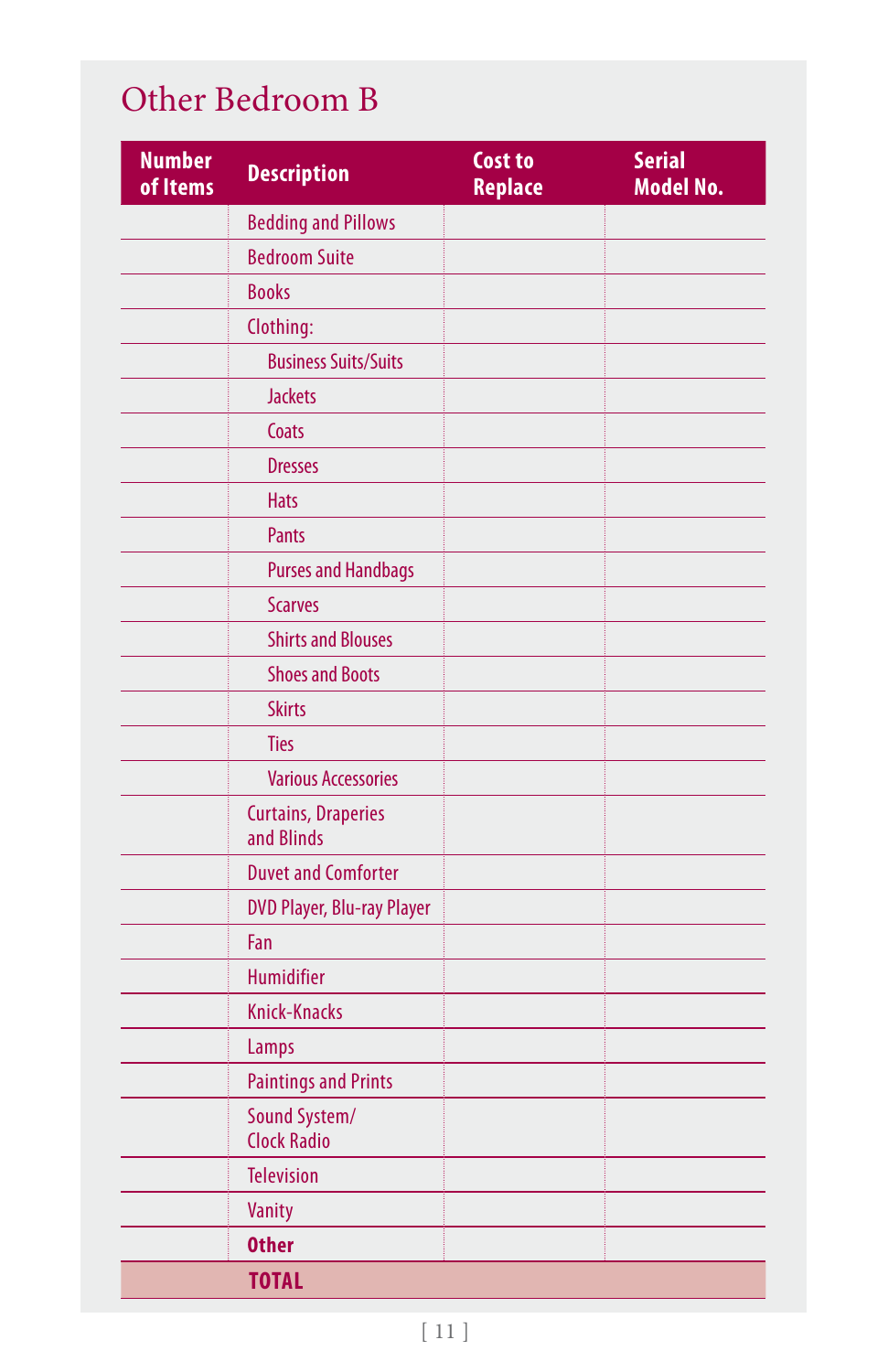# Other Bedroom B

| Number of Items | Description | Cost to Replace | Serial Model No. |
|---|---|---|---|
| | Bedding and Pillows | | |
| | Bedroom Suite | | |
| | Books | | |
| | Clothing: | | |
| | Business Suits/Suits | | |
| | Jackets | | |
| | Coats | | |
| | Dresses | | |
| | Hats | | |
| | Pants | | |
| | Purses and Handbags | | |
| | Scarves | | |
| | Shirts and Blouses | | |
| | Shoes and Boots | | |
| | Skirts | | |
| | Ties | | |
| | Various Accessories | | |
| | Curtains, Draperies and Blinds | | |
| | Duvet and Comforter | | |
| | DVD Player, Blu-ray Player | | |
| | Fan | | |
| | Humidifier | | |
| | Knick-Knacks | | |
| | Lamps | | |
| | Paintings and Prints | | |
| | Sound System/ Clock Radio | | |
| | Television | | |
| | Vanity | | |
| | **Other** | | |
| | **TOTAL** | | |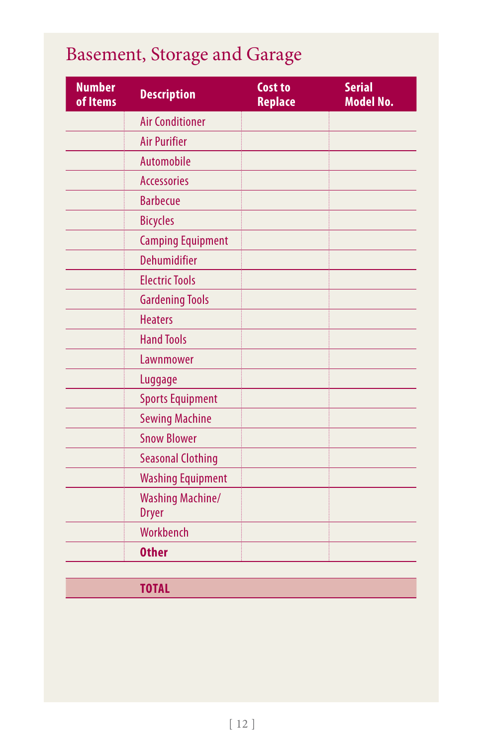# Basement, Storage and Garage

| Number of Items | Description | Cost to Replace | Serial Model No. |
|---|---|---|---|
| | Air Conditioner | | |
| | Air Purifier | | |
| | Automobile | | |
| | Accessories | | |
| | Barbecue | | |
| | Bicycles | | |
| | Camping Equipment | | |
| | Dehumidifier | | |
| | Electric Tools | | |
| | Gardening Tools | | |
| | Heaters | | |
| | Hand Tools | | |
| | Lawnmower | | |
| | Luggage | | |
| | Sports Equipment | | |
| | Sewing Machine | | |
| | Snow Blower | | |
| | Seasonal Clothing | | |
| | Washing Equipment | | |
| | Washing Machine/ Dryer | | |
| | Workbench | | |
| | **Other** | | |
| | **TOTAL** | | |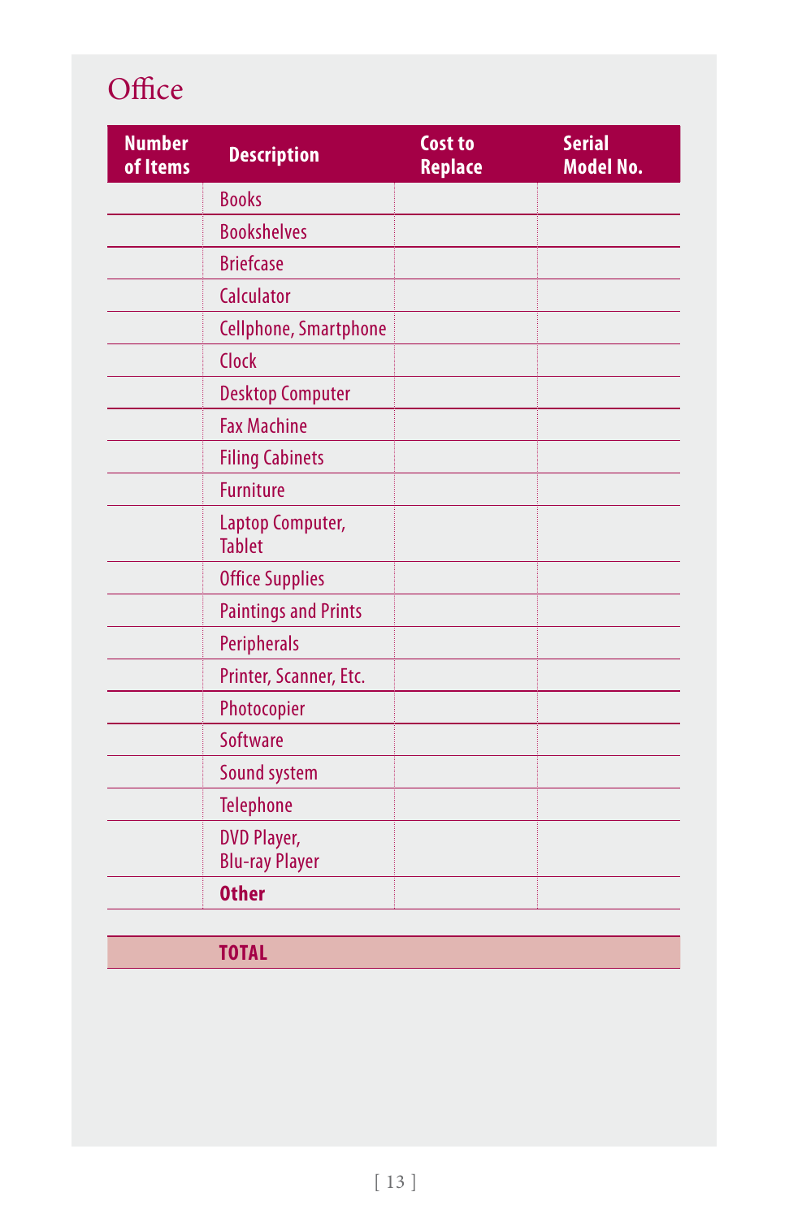# Office

| Number of Items | Description | Cost to Replace | Serial Model No. |
|---|---|---|---|
| | Books | | |
| | Bookshelves | | |
| | Briefcase | | |
| | Calculator | | |
| | Cellphone, Smartphone | | |
| | Clock | | |
| | Desktop Computer | | |
| | Fax Machine | | |
| | Filing Cabinets | | |
| | Furniture | | |
| | Laptop Computer, Tablet | | |
| | Office Supplies | | |
| | Paintings and Prints | | |
| | Peripherals | | |
| | Printer, Scanner, Etc. | | |
| | Photocopier | | |
| | Software | | |
| | Sound system | | |
| | Telephone | | |
| | DVD Player, Blu-ray Player | | |
| | **Other** | | |
| | | | |
| | **TOTAL** | | |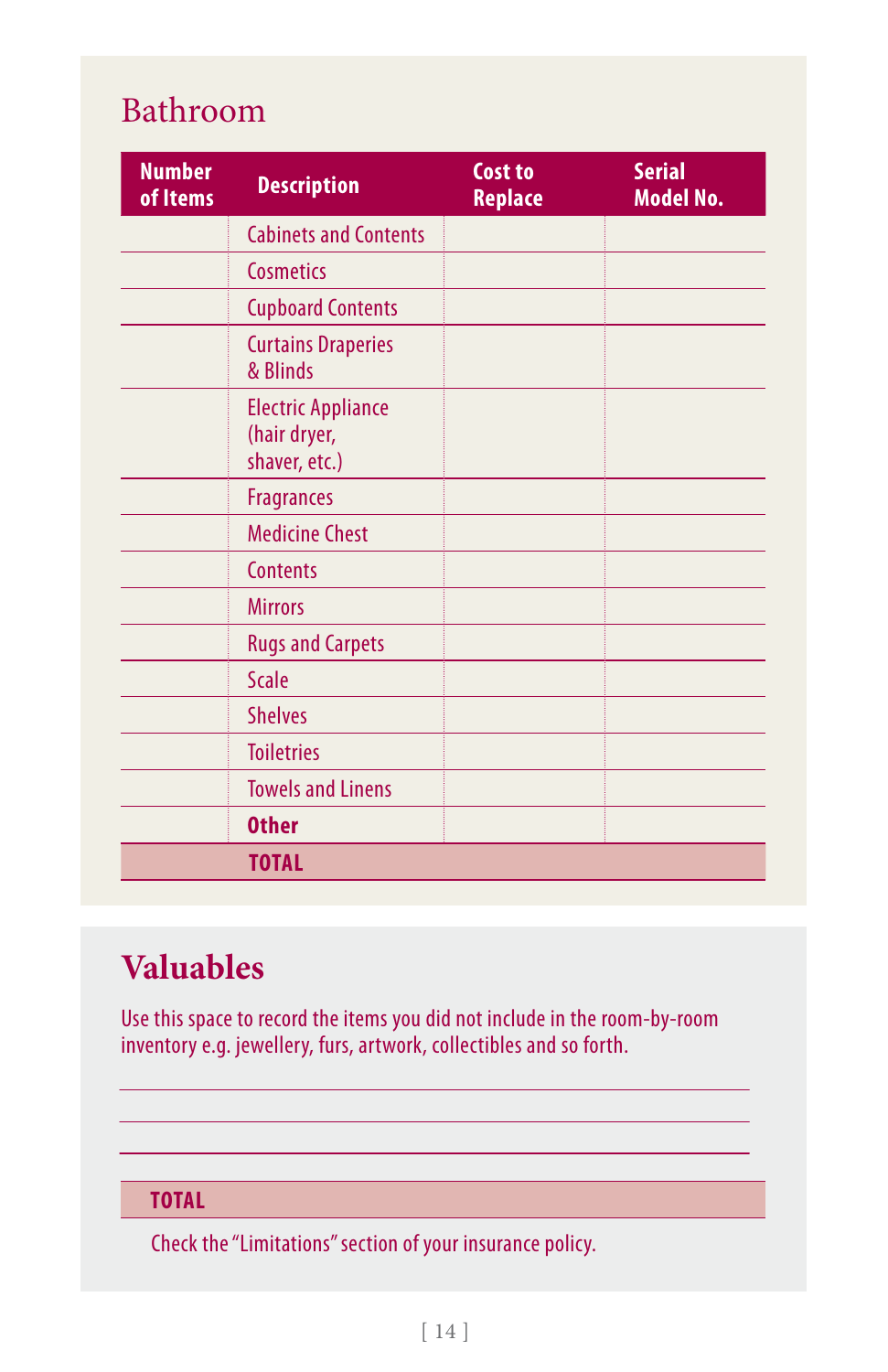## Bathroom

| Number of Items | Description | Cost to Replace | Serial Model No. |
|---|---|---|---|
| | Cabinets and Contents | | |
| | Cosmetics | | |
| | Cupboard Contents | | |
| | Curtains Draperies & Blinds | | |
| | Electric Appliance (hair dryer, shaver, etc.) | | |
| | Fragrances | | |
| | Medicine Chest | | |
| | Contents | | |
| | Mirrors | | |
| | Rugs and Carpets | | |
| | Scale | | |
| | Shelves | | |
| | Toiletries | | |
| | Towels and Linens | | |
| | **Other** | | |
| | **TOTAL** | | |

## Valuables

Use this space to record the items you did not include in the room-by-room inventory e.g. jewellery, furs, artwork, collectibles and so forth.

**TOTAL**

Check the "Limitations" section of your insurance policy.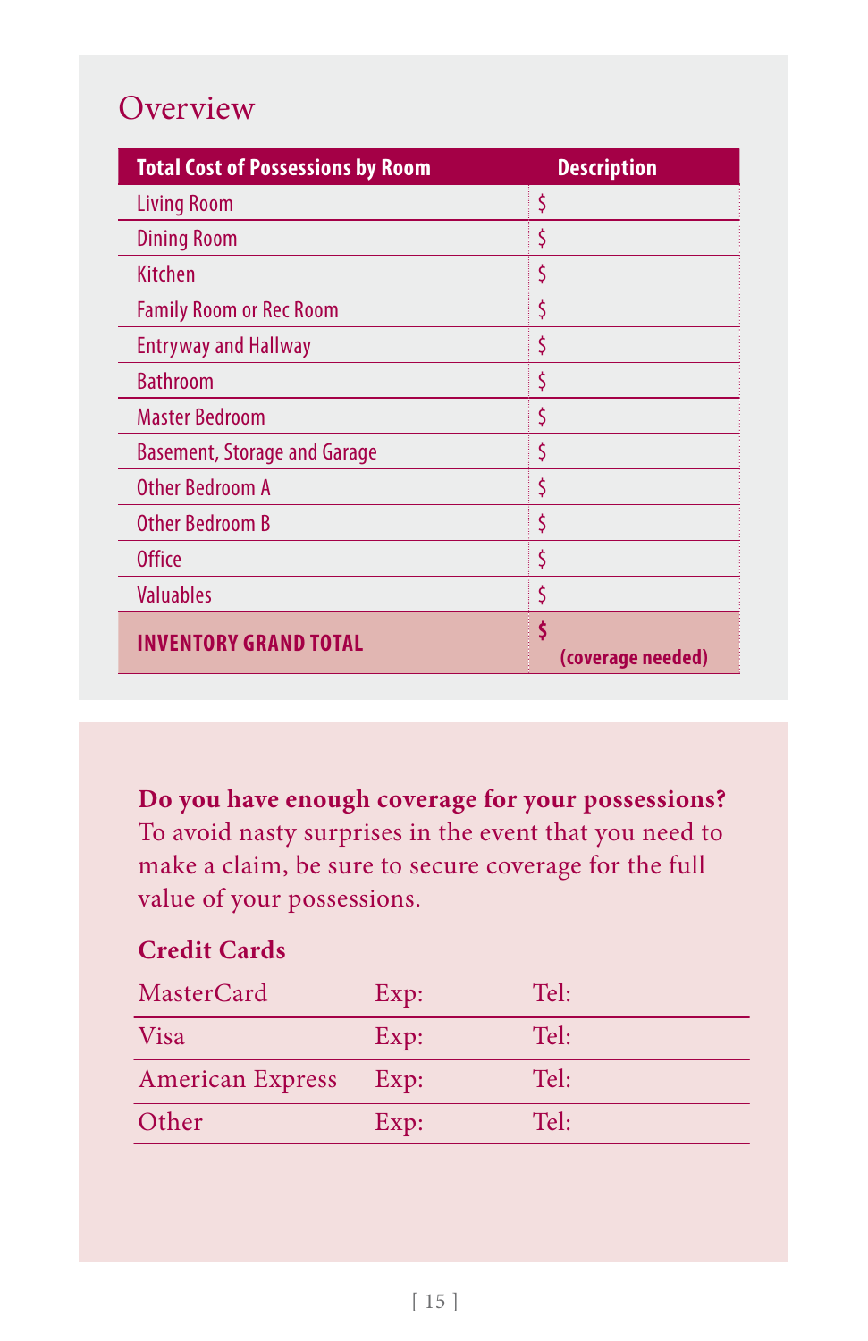## Overview

| Total Cost of Possessions by Room | Description |
| --- | --- |
| Living Room | $ |
| Dining Room | $ |
| Kitchen | $ |
| Family Room or Rec Room | $ |
| Entryway and Hallway | $ |
| Bathroom | $ |
| Master Bedroom | $ |
| Basement, Storage and Garage | $ |
| Other Bedroom A | $ |
| Other Bedroom B | $ |
| Office | $ |
| Valuables | $ |
| **INVENTORY GRAND TOTAL** | **$ (coverage needed)** |

**Do you have enough coverage for your possessions?** To avoid nasty surprises in the event that you need to make a claim, be sure to secure coverage for the full value of your possessions.

### Credit Cards

| | | |
| --- | --- | --- |
| MasterCard | Exp: | Tel: |
| Visa | Exp: | Tel: |
| American Express | Exp: | Tel: |
| Other | Exp: | Tel: |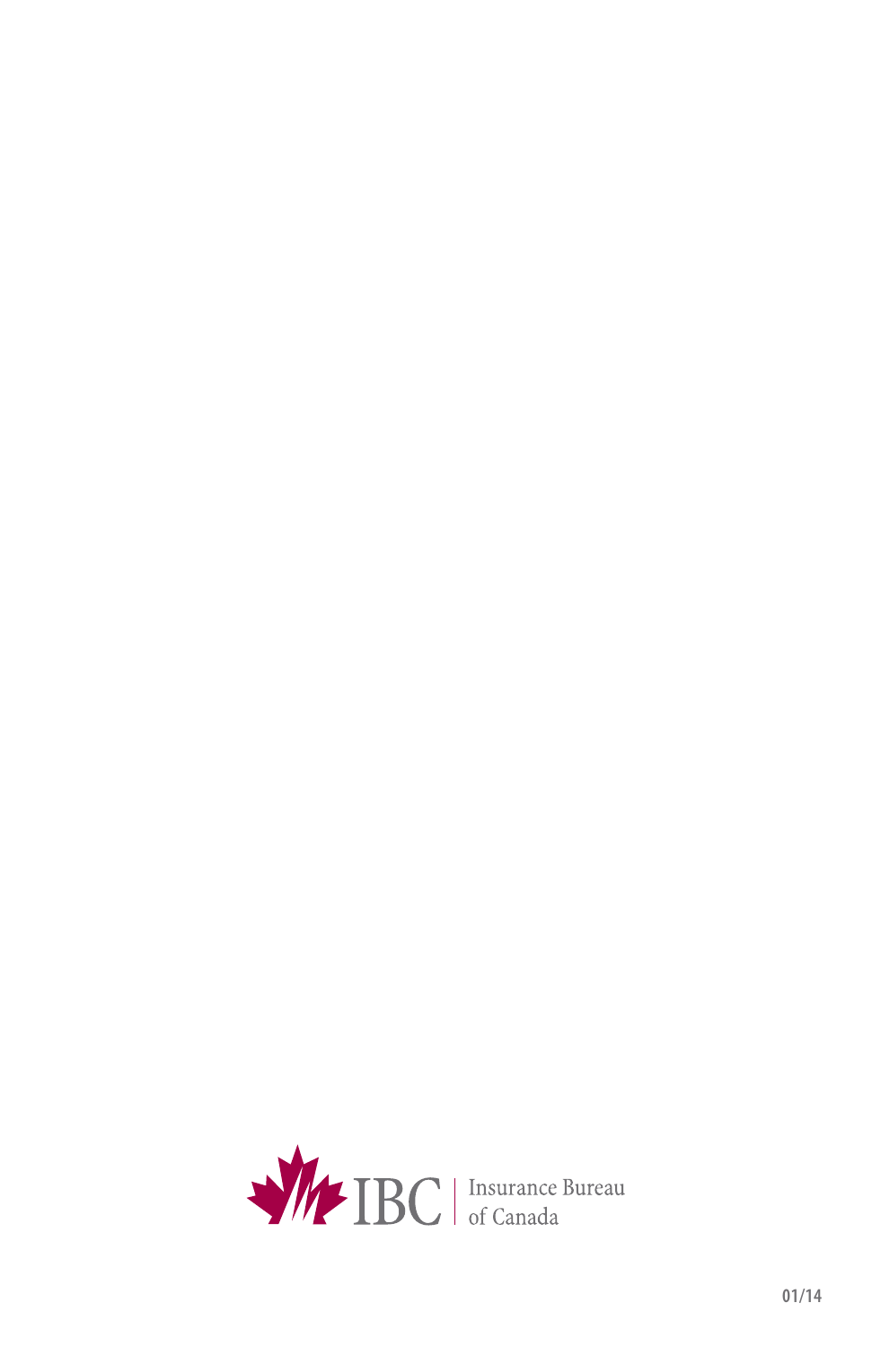IBC | Insurance Bureau of Canada

01/14